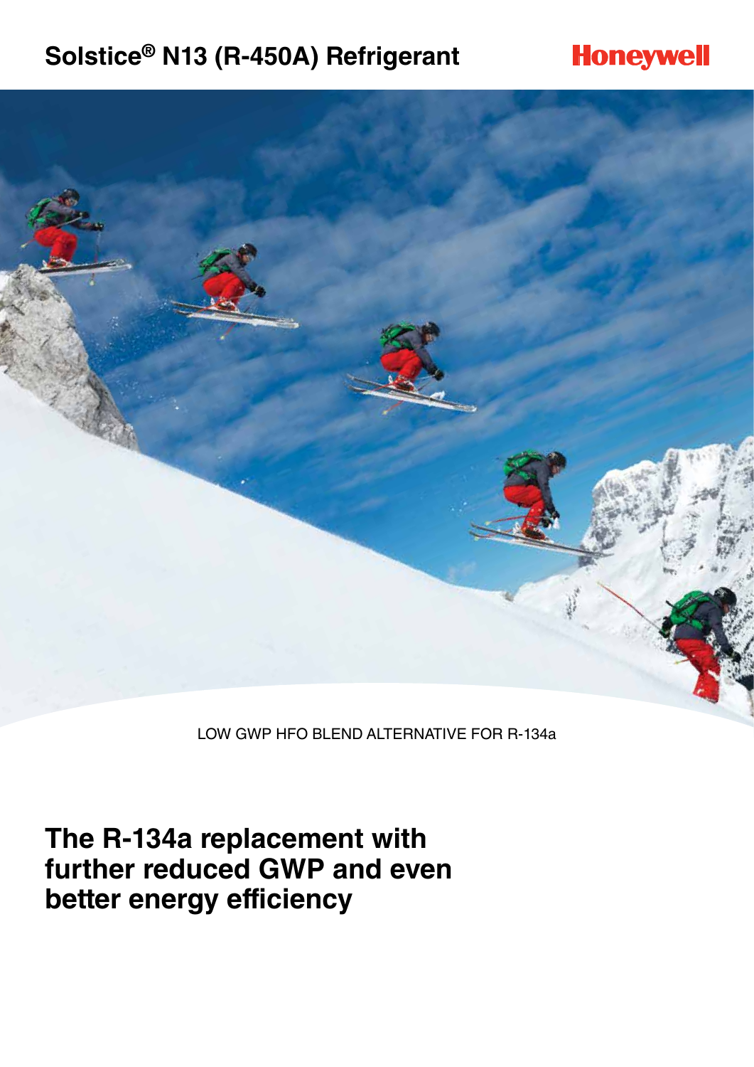# Solstice® N13 (R-450A) Refrigerant

Honeywell

LOW GWP HFO BLEND ALTERNATIVE FOR R-134a

## The R-134a replacement with further reduced GWP and even better energy efficiency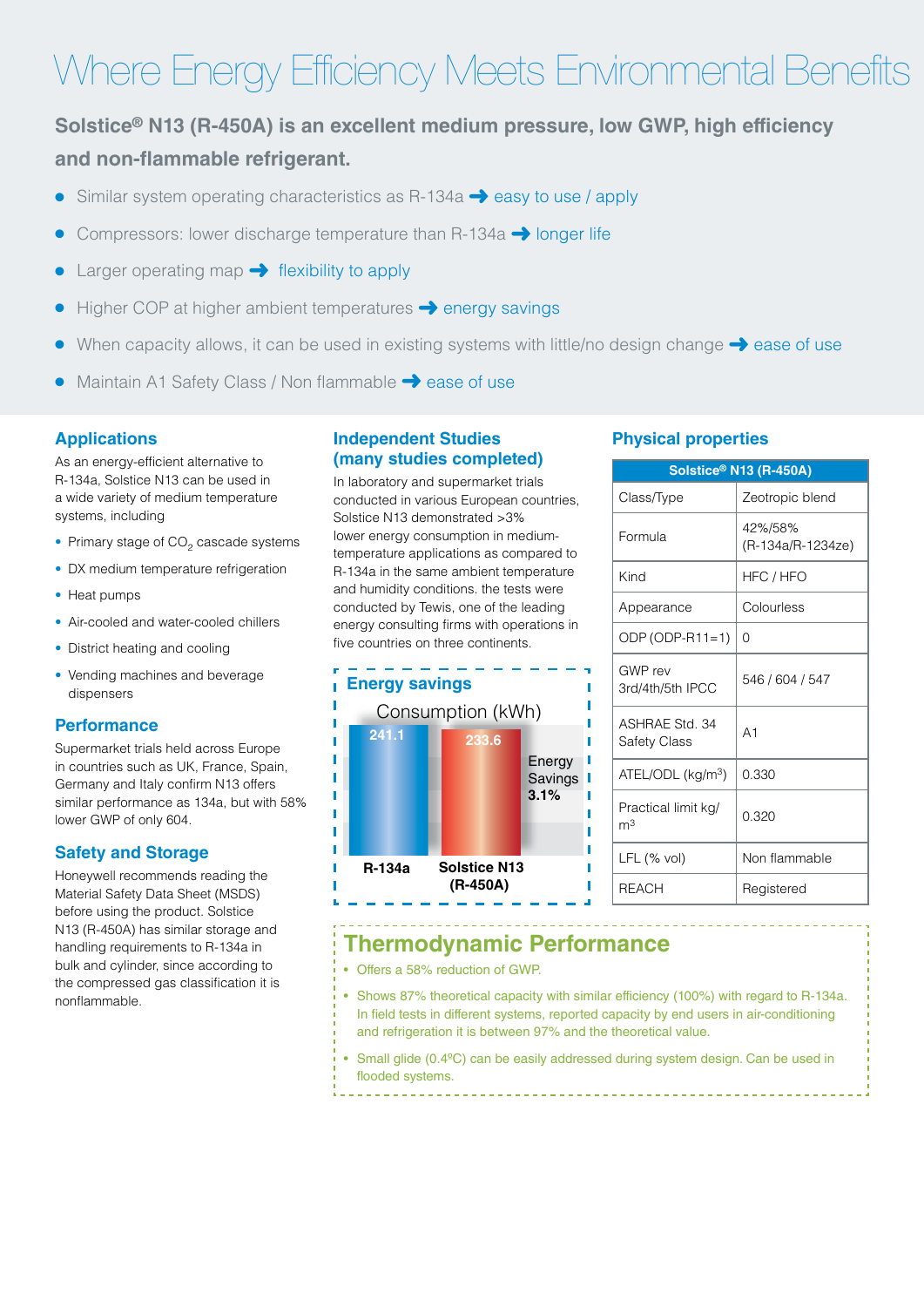# Where Energy Efficiency Meets Environmental Benefits

**Solstice® N13 (R-450A) is an excellent medium pressure, low GWP, high efficiency and non-flammable refrigerant.**

- Similar system operating characteristics as R-134a ➜ easy to use / apply
- Compressors: lower discharge temperature than R-134a ➜ longer life
- Larger operating map ➜ flexibility to apply
- Higher COP at higher ambient temperatures ➜ energy savings
- When capacity allows, it can be used in existing systems with little/no design change ➜ ease of use
- Maintain A1 Safety Class / Non flammable ➜ ease of use

## Applications

As an energy-efficient alternative to R-134a, Solstice N13 can be used in a wide variety of medium temperature systems, including

- Primary stage of $CO_2$ cascade systems
- DX medium temperature refrigeration
- Heat pumps
- Air-cooled and water-cooled chillers
- District heating and cooling
- Vending machines and beverage dispensers

## Performance

Supermarket trials held across Europe in countries such as UK, France, Spain, Germany and Italy confirm N13 offers similar performance as 134a, but with 58% lower GWP of only 604.

## Safety and Storage

Honeywell recommends reading the Material Safety Data Sheet (MSDS) before using the product. Solstice N13 (R-450A) has similar storage and handling requirements to R-134a in bulk and cylinder, since according to the compressed gas classification it is nonflammable.

## Independent Studies (many studies completed)

In laboratory and supermarket trials conducted in various European countries, Solstice N13 demonstrated >3% lower energy consumption in medium-temperature applications as compared to R-134a in the same ambient temperature and humidity conditions. the tests were conducted by Tewis, one of the leading energy consulting firms with operations in five countries on three continents.

### Energy savings

Consumption (kWh)

241.1

233.6

Energy Savings 3.1%

R-134a

Solstice N13 (R-450A)

## Physical properties

| Solstice® N13 (R-450A) | |
|---|---|
| Class/Type | Zeotropic blend |
| Formula | 42%/58% (R-134a/R-1234ze) |
| Kind | HFC / HFO |
| Appearance | Colourless |
| ODP (ODP-R11=1) | 0 |
| GWP rev 3rd/4th/5th IPCC | 546 / 604 / 547 |
| ASHRAE Std. 34 Safety Class | A1 |
| ATEL/ODL (kg/m³) | 0.330 |
| Practical limit kg/m³ | 0.320 |
| LFL (% vol) | Non flammable |
| REACH | Registered |

## Thermodynamic Performance

- Offers a 58% reduction of GWP.
- Shows 87% theoretical capacity with similar efficiency (100%) with regard to R-134a. In field tests in different systems, reported capacity by end users in air-conditioning and refrigeration it is between 97% and the theoretical value.
- Small glide (0.4ºC) can be easily addressed during system design. Can be used in flooded systems.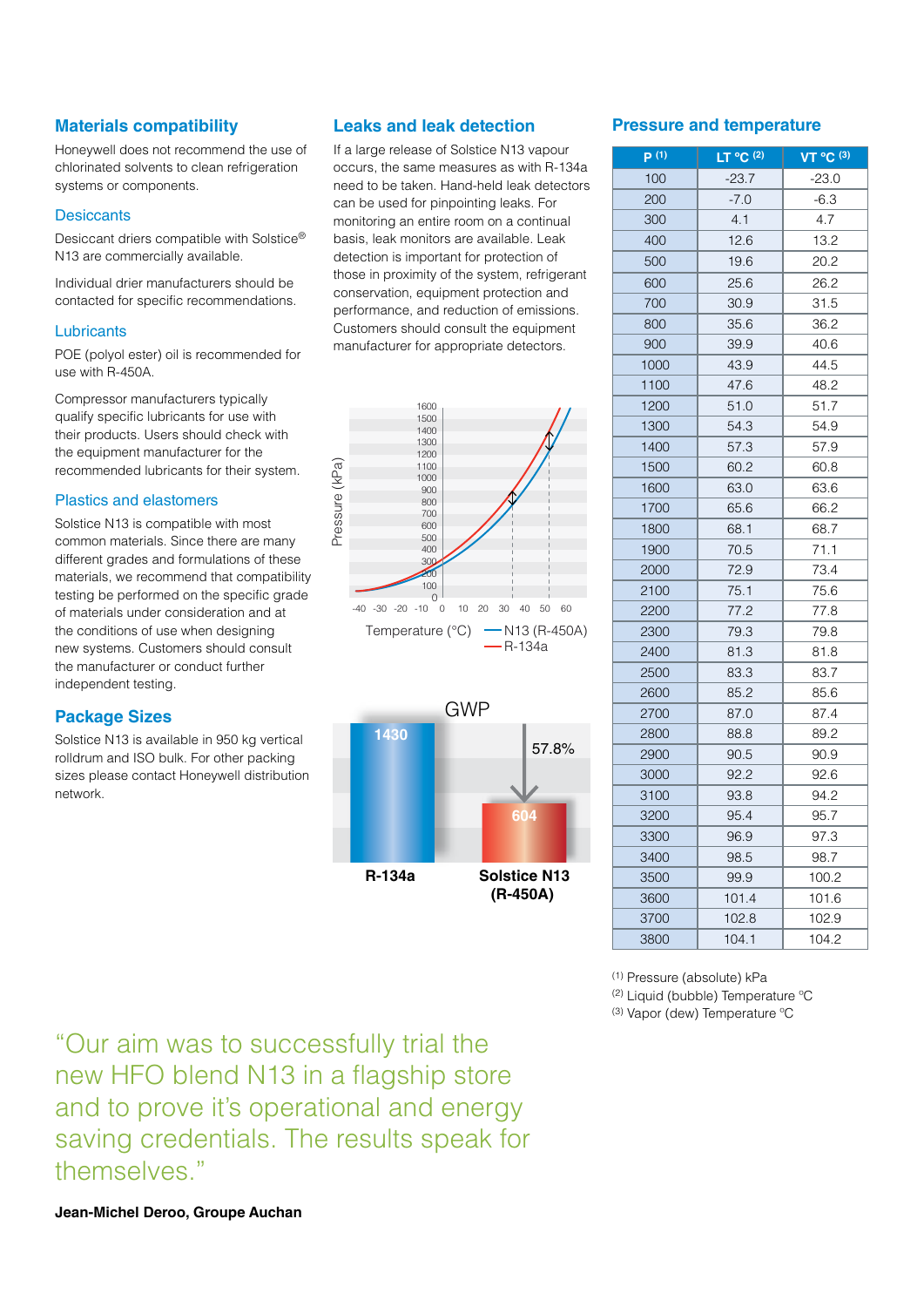## Materials compatibility

Honeywell does not recommend the use of chlorinated solvents to clean refrigeration systems or components.

### Desiccants

Desiccant driers compatible with Solstice® N13 are commercially available.

Individual drier manufacturers should be contacted for specific recommendations.

### Lubricants

POE (polyol ester) oil is recommended for use with R-450A.

Compressor manufacturers typically qualify specific lubricants for use with their products. Users should check with the equipment manufacturer for the recommended lubricants for their system.

### Plastics and elastomers

Solstice N13 is compatible with most common materials. Since there are many different grades and formulations of these materials, we recommend that compatibility testing be performed on the specific grade of materials under consideration and at the conditions of use when designing new systems. Customers should consult the manufacturer or conduct further independent testing.

## Package Sizes

Solstice N13 is available in 950 kg vertical rolldrum and ISO bulk. For other packing sizes please contact Honeywell distribution network.

## Leaks and leak detection

If a large release of Solstice N13 vapour occurs, the same measures as with R-134a need to be taken. Hand-held leak detectors can be used for pinpointing leaks. For monitoring an entire room on a continual basis, leak monitors are available. Leak detection is important for protection of those in proximity of the system, refrigerant conservation, equipment protection and performance, and reduction of emissions. Customers should consult the equipment manufacturer for appropriate detectors.

Pressure (kPa)

1600 1500 1400 1300 1200 1100 1000 900 800 700 600 500 400 300 200 100 0

-40 -30 -20 -10 0 10 20 30 40 50 60

Temperature (°C)

N13 (R-450A)

R-134a

GWP

1430

R-134a

57.8%

604

Solstice N13 (R-450A)

## Pressure and temperature

| P [1] | LT °C [2] | VT °C [3] |
|---|---|---|
| 100 | -23.7 | -23.0 |
| 200 | -7.0 | -6.3 |
| 300 | 4.1 | 4.7 |
| 400 | 12.6 | 13.2 |
| 500 | 19.6 | 20.2 |
| 600 | 25.6 | 26.2 |
| 700 | 30.9 | 31.5 |
| 800 | 35.6 | 36.2 |
| 900 | 39.9 | 40.6 |
| 1000 | 43.9 | 44.5 |
| 1100 | 47.6 | 48.2 |
| 1200 | 51.0 | 51.7 |
| 1300 | 54.3 | 54.9 |
| 1400 | 57.3 | 57.9 |
| 1500 | 60.2 | 60.8 |
| 1600 | 63.0 | 63.6 |
| 1700 | 65.6 | 66.2 |
| 1800 | 68.1 | 68.7 |
| 1900 | 70.5 | 71.1 |
| 2000 | 72.9 | 73.4 |
| 2100 | 75.1 | 75.6 |
| 2200 | 77.2 | 77.8 |
| 2300 | 79.3 | 79.8 |
| 2400 | 81.3 | 81.8 |
| 2500 | 83.3 | 83.7 |
| 2600 | 85.2 | 85.6 |
| 2700 | 87.0 | 87.4 |
| 2800 | 88.8 | 89.2 |
| 2900 | 90.5 | 90.9 |
| 3000 | 92.2 | 92.6 |
| 3100 | 93.8 | 94.2 |
| 3200 | 95.4 | 95.7 |
| 3300 | 96.9 | 97.3 |
| 3400 | 98.5 | 98.7 |
| 3500 | 99.9 | 100.2 |
| 3600 | 101.4 | 101.6 |
| 3700 | 102.8 | 102.9 |
| 3800 | 104.1 | 104.2 |

[1] Pressure (absolute) kPa
[2] Liquid (bubble) Temperature °C
[3] Vapor (dew) Temperature °C

"Our aim was to successfully trial the new HFO blend N13 in a flagship store and to prove it's operational and energy saving credentials. The results speak for themselves."

**Jean-Michel Deroo, Groupe Auchan**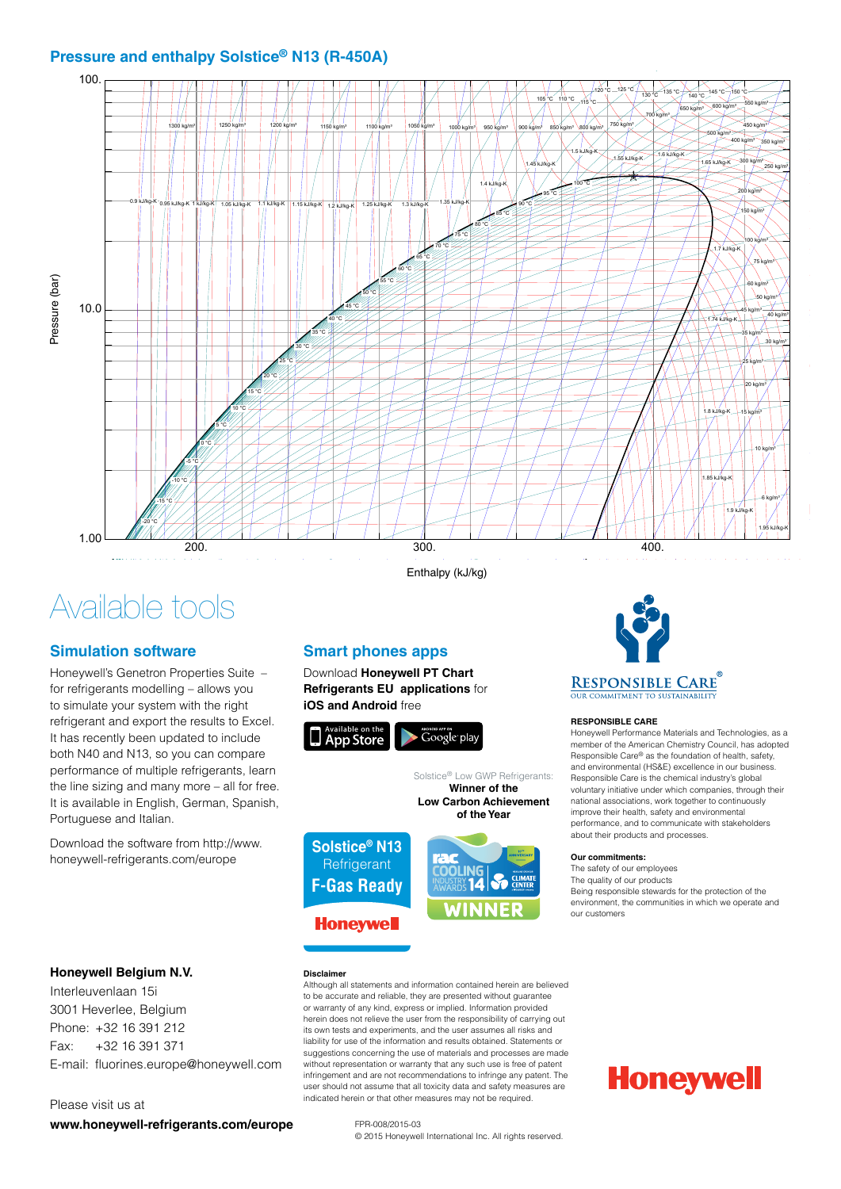## Pressure and enthalpy Solstice® N13 (R-450A)

Pressure (bar)

100.

10.0

1.00

200.

300.

400.

Enthalpy (kJ/kg)

# Available tools

## Simulation software

Honeywell's Genetron Properties Suite – for refrigerants modelling – allows you to simulate your system with the right refrigerant and export the results to Excel. It has recently been updated to include both N40 and N13, so you can compare performance of multiple refrigerants, learn the line sizing and many more – all for free. It is available in English, German, Spanish, Portuguese and Italian.

Download the software from http://www.honeywell-refrigerants.com/europe

## Smart phones apps

Download **Honeywell PT Chart Refrigerants EU applications** for **iOS and Android** free

Available on the App Store

Google play

Solstice® Low GWP Refrigerants:
**Winner of the Low Carbon Achievement of the Year**

Solstice® N13 Refrigerant F-Gas Ready

Honeywell

rac COOLING INDUSTRY AWARDS 14 WINNER

RESPONSIBLE CARE®
OUR COMMITMENT TO SUSTAINABILITY

**RESPONSIBLE CARE**

Honeywell Performance Materials and Technologies, as a member of the American Chemistry Council, has adopted Responsible Care® as the foundation of health, safety, and environmental (HS&E) excellence in our business. Responsible Care is the chemical industry's global voluntary initiative under which companies, through their national associations, work together to continuously improve their health, safety and environmental performance, and to communicate with stakeholders about their products and processes.

**Our commitments:**

The safety of our employees
The quality of our products
Being responsible stewards for the protection of the environment, the communities in which we operate and our customers

**Honeywell Belgium N.V.**

Interleuvenlaan 15i
3001 Heverlee, Belgium
Phone: +32 16 391 212
Fax: +32 16 391 371
E-mail: fluorines.europe@honeywell.com

Please visit us at
**www.honeywell-refrigerants.com/europe**

**Disclaimer**

Although all statements and information contained herein are believed to be accurate and reliable, they are presented without guarantee or warranty of any kind, express or implied. Information provided herein does not relieve the user from the responsibility of carrying out its own tests and experiments, and the user assumes all risks and liability for use of the information and results obtained. Statements or suggestions concerning the use of materials and processes are made without representation or warranty that any such use is free of patent infringement and are not recommendations to infringe any patent. The user should not assume that all toxicity data and safety measures are indicated herein or that other measures may not be required.

FPR-008/2015-03
© 2015 Honeywell International Inc. All rights reserved.

Honeywell